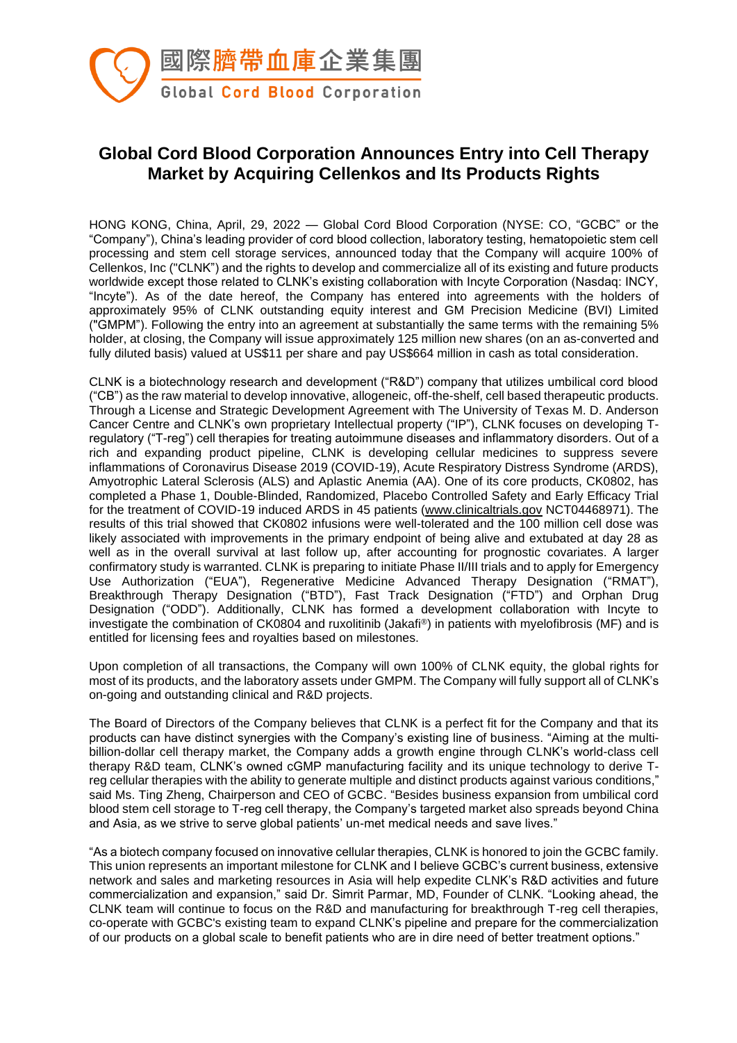國際臍帶血庫企業集團

Global Cord Blood Corporation

# Global Cord Blood Corporation Announces Entry into Cell Therapy Market by Acquiring Cellenkos and Its Products Rights

HONG KONG, China, April, 29, 2022 — Global Cord Blood Corporation (NYSE: CO, "GCBC" or the "Company"), China's leading provider of cord blood collection, laboratory testing, hematopoietic stem cell processing and stem cell storage services, announced today that the Company will acquire 100% of Cellenkos, Inc ("CLNK") and the rights to develop and commercialize all of its existing and future products worldwide except those related to CLNK's existing collaboration with Incyte Corporation (Nasdaq: INCY, "Incyte"). As of the date hereof, the Company has entered into agreements with the holders of approximately 95% of CLNK outstanding equity interest and GM Precision Medicine (BVI) Limited ("GMPM"). Following the entry into an agreement at substantially the same terms with the remaining 5% holder, at closing, the Company will issue approximately 125 million new shares (on an as-converted and fully diluted basis) valued at US$11 per share and pay US$664 million in cash as total consideration.

CLNK is a biotechnology research and development ("R&D") company that utilizes umbilical cord blood ("CB") as the raw material to develop innovative, allogeneic, off-the-shelf, cell based therapeutic products. Through a License and Strategic Development Agreement with The University of Texas M. D. Anderson Cancer Centre and CLNK's own proprietary Intellectual property ("IP"), CLNK focuses on developing T-regulatory ("T-reg") cell therapies for treating autoimmune diseases and inflammatory disorders. Out of a rich and expanding product pipeline, CLNK is developing cellular medicines to suppress severe inflammations of Coronavirus Disease 2019 (COVID-19), Acute Respiratory Distress Syndrome (ARDS), Amyotrophic Lateral Sclerosis (ALS) and Aplastic Anemia (AA). One of its core products, CK0802, has completed a Phase 1, Double-Blinded, Randomized, Placebo Controlled Safety and Early Efficacy Trial for the treatment of COVID-19 induced ARDS in 45 patients (www.clinicaltrials.gov NCT04468971). The results of this trial showed that CK0802 infusions were well-tolerated and the 100 million cell dose was likely associated with improvements in the primary endpoint of being alive and extubated at day 28 as well as in the overall survival at last follow up, after accounting for prognostic covariates. A larger confirmatory study is warranted. CLNK is preparing to initiate Phase II/III trials and to apply for Emergency Use Authorization ("EUA"), Regenerative Medicine Advanced Therapy Designation ("RMAT"), Breakthrough Therapy Designation ("BTD"), Fast Track Designation ("FTD") and Orphan Drug Designation ("ODD"). Additionally, CLNK has formed a development collaboration with Incyte to investigate the combination of CK0804 and ruxolitinib (Jakafi®) in patients with myelofibrosis (MF) and is entitled for licensing fees and royalties based on milestones.

Upon completion of all transactions, the Company will own 100% of CLNK equity, the global rights for most of its products, and the laboratory assets under GMPM. The Company will fully support all of CLNK's on-going and outstanding clinical and R&D projects.

The Board of Directors of the Company believes that CLNK is a perfect fit for the Company and that its products can have distinct synergies with the Company's existing line of business. "Aiming at the multi-billion-dollar cell therapy market, the Company adds a growth engine through CLNK's world-class cell therapy R&D team, CLNK's owned cGMP manufacturing facility and its unique technology to derive T-reg cellular therapies with the ability to generate multiple and distinct products against various conditions," said Ms. Ting Zheng, Chairperson and CEO of GCBC. "Besides business expansion from umbilical cord blood stem cell storage to T-reg cell therapy, the Company's targeted market also spreads beyond China and Asia, as we strive to serve global patients' un-met medical needs and save lives."

"As a biotech company focused on innovative cellular therapies, CLNK is honored to join the GCBC family. This union represents an important milestone for CLNK and I believe GCBC's current business, extensive network and sales and marketing resources in Asia will help expedite CLNK's R&D activities and future commercialization and expansion," said Dr. Simrit Parmar, MD, Founder of CLNK. "Looking ahead, the CLNK team will continue to focus on the R&D and manufacturing for breakthrough T-reg cell therapies, co-operate with GCBC's existing team to expand CLNK's pipeline and prepare for the commercialization of our products on a global scale to benefit patients who are in dire need of better treatment options."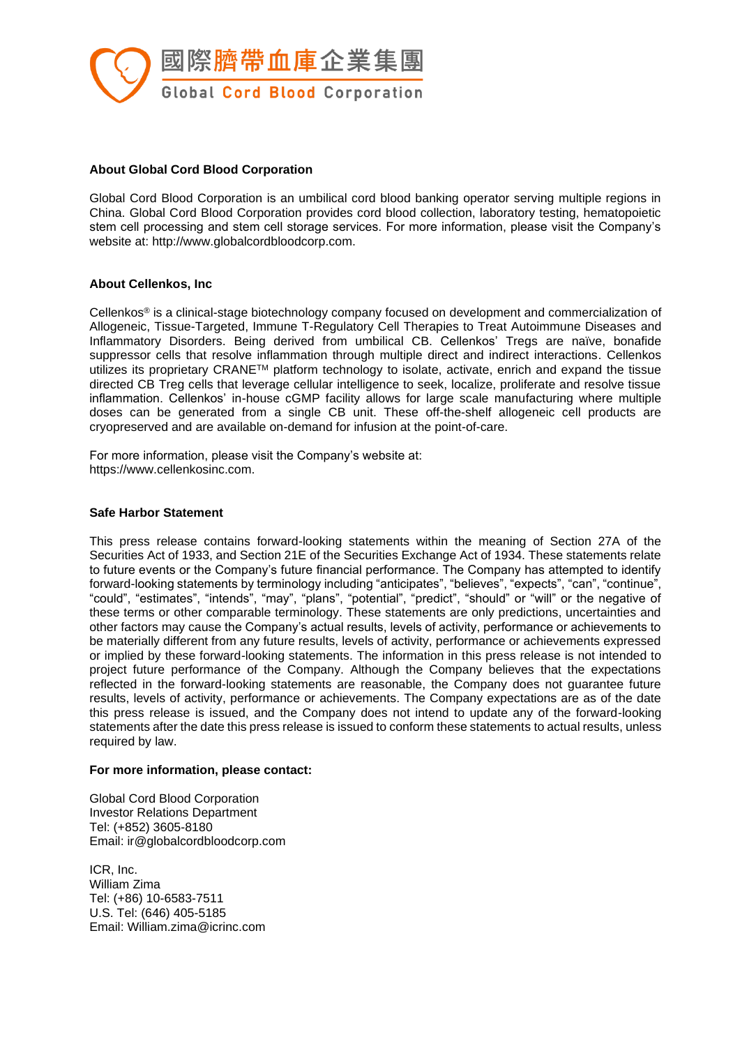**About Global Cord Blood Corporation**

Global Cord Blood Corporation is an umbilical cord blood banking operator serving multiple regions in China. Global Cord Blood Corporation provides cord blood collection, laboratory testing, hematopoietic stem cell processing and stem cell storage services. For more information, please visit the Company's website at: http://www.globalcordbloodcorp.com.

**About Cellenkos, Inc**

Cellenkos® is a clinical-stage biotechnology company focused on development and commercialization of Allogeneic, Tissue-Targeted, Immune T-Regulatory Cell Therapies to Treat Autoimmune Diseases and Inflammatory Disorders. Being derived from umbilical CB. Cellenkos' Tregs are naïve, bonafide suppressor cells that resolve inflammation through multiple direct and indirect interactions. Cellenkos utilizes its proprietary CRANE™ platform technology to isolate, activate, enrich and expand the tissue directed CB Treg cells that leverage cellular intelligence to seek, localize, proliferate and resolve tissue inflammation. Cellenkos' in-house cGMP facility allows for large scale manufacturing where multiple doses can be generated from a single CB unit. These off-the-shelf allogeneic cell products are cryopreserved and are available on-demand for infusion at the point-of-care.

For more information, please visit the Company's website at:
https://www.cellenkosinc.com.

**Safe Harbor Statement**

This press release contains forward-looking statements within the meaning of Section 27A of the Securities Act of 1933, and Section 21E of the Securities Exchange Act of 1934. These statements relate to future events or the Company's future financial performance. The Company has attempted to identify forward-looking statements by terminology including "anticipates", "believes", "expects", "can", "continue", "could", "estimates", "intends", "may", "plans", "potential", "predict", "should" or "will" or the negative of these terms or other comparable terminology. These statements are only predictions, uncertainties and other factors may cause the Company's actual results, levels of activity, performance or achievements to be materially different from any future results, levels of activity, performance or achievements expressed or implied by these forward-looking statements. The information in this press release is not intended to project future performance of the Company. Although the Company believes that the expectations reflected in the forward-looking statements are reasonable, the Company does not guarantee future results, levels of activity, performance or achievements. The Company expectations are as of the date this press release is issued, and the Company does not intend to update any of the forward-looking statements after the date this press release is issued to conform these statements to actual results, unless required by law.

**For more information, please contact:**

Global Cord Blood Corporation
Investor Relations Department
Tel: (+852) 3605-8180
Email: ir@globalcordbloodcorp.com

ICR, Inc.
William Zima
Tel: (+86) 10-6583-7511
U.S. Tel: (646) 405-5185
Email: William.zima@icrinc.com